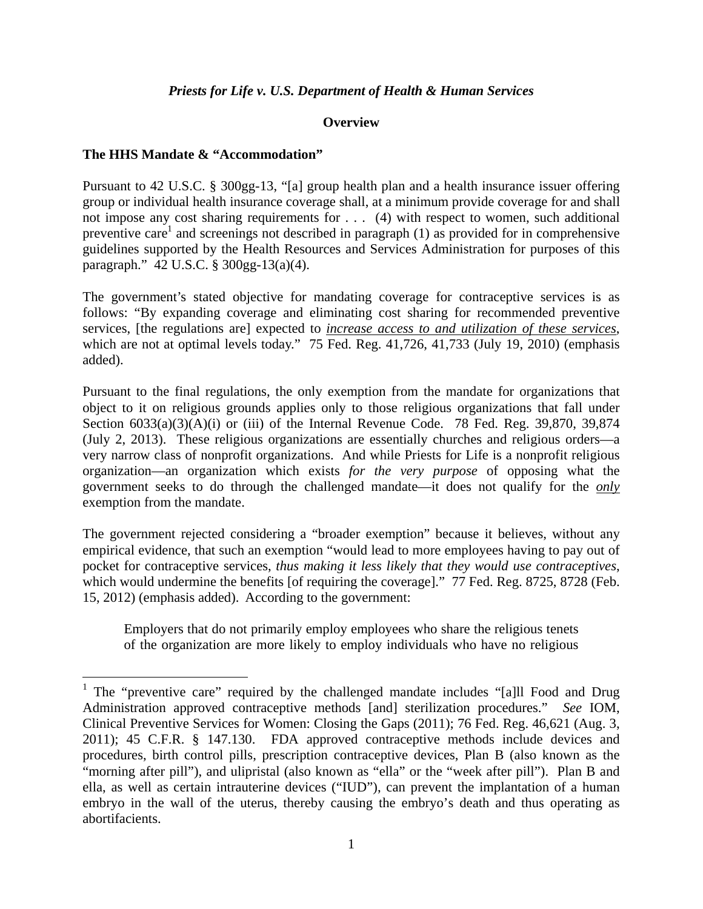*Priests for Life v. U.S. Department of Health & Human Services*

**Overview**

**The HHS Mandate & "Accommodation"**

Pursuant to 42 U.S.C. § 300gg-13, "[a] group health plan and a health insurance issuer offering group or individual health insurance coverage shall, at a minimum provide coverage for and shall not impose any cost sharing requirements for . . . (4) with respect to women, such additional preventive care[1] and screenings not described in paragraph (1) as provided for in comprehensive guidelines supported by the Health Resources and Services Administration for purposes of this paragraph." 42 U.S.C. § 300gg-13(a)(4).

The government's stated objective for mandating coverage for contraceptive services is as follows: "By expanding coverage and eliminating cost sharing for recommended preventive services, [the regulations are] expected to <u>*increase access to and utilization of these services*</u>, which are not at optimal levels today." 75 Fed. Reg. 41,726, 41,733 (July 19, 2010) (emphasis added).

Pursuant to the final regulations, the only exemption from the mandate for organizations that object to it on religious grounds applies only to those religious organizations that fall under Section 6033(a)(3)(A)(i) or (iii) of the Internal Revenue Code. 78 Fed. Reg. 39,870, 39,874 (July 2, 2013). These religious organizations are essentially churches and religious orders—a very narrow class of nonprofit organizations. And while Priests for Life is a nonprofit religious organization—an organization which exists *for the very purpose* of opposing what the government seeks to do through the challenged mandate—it does not qualify for the <u>*only*</u> exemption from the mandate.

The government rejected considering a "broader exemption" because it believes, without any empirical evidence, that such an exemption "would lead to more employees having to pay out of pocket for contraceptive services, *thus making it less likely that they would use contraceptives*, which would undermine the benefits [of requiring the coverage]." 77 Fed. Reg. 8725, 8728 (Feb. 15, 2012) (emphasis added). According to the government:

> Employers that do not primarily employ employees who share the religious tenets of the organization are more likely to employ individuals who have no religious

---

[1] The "preventive care" required by the challenged mandate includes "[a]ll Food and Drug Administration approved contraceptive methods [and] sterilization procedures." *See* IOM, Clinical Preventive Services for Women: Closing the Gaps (2011); 76 Fed. Reg. 46,621 (Aug. 3, 2011); 45 C.F.R. § 147.130. FDA approved contraceptive methods include devices and procedures, birth control pills, prescription contraceptive devices, Plan B (also known as the "morning after pill"), and ulipristal (also known as "ella" or the "week after pill"). Plan B and ella, as well as certain intrauterine devices ("IUD"), can prevent the implantation of a human embryo in the wall of the uterus, thereby causing the embryo's death and thus operating as abortifacients.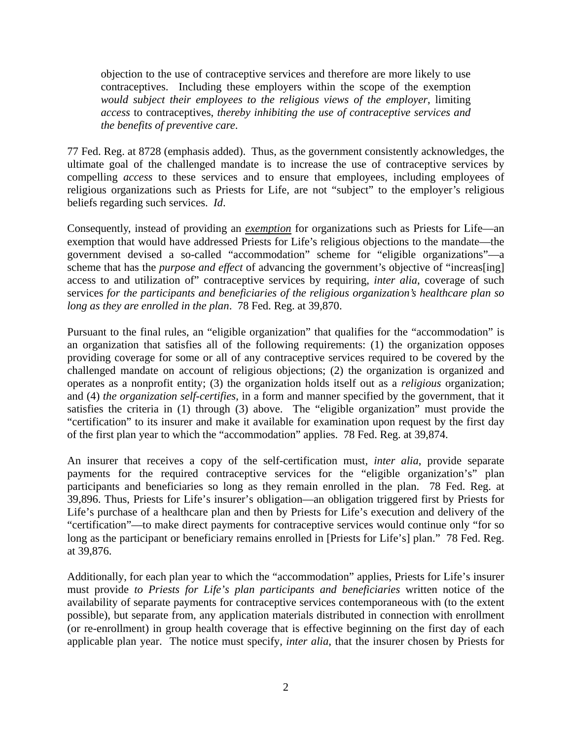> objection to the use of contraceptive services and therefore are more likely to use contraceptives. Including these employers within the scope of the exemption *would subject their employees to the religious views of the employer*, limiting *access* to contraceptives, *thereby inhibiting the use of contraceptive services and the benefits of preventive care*.

77 Fed. Reg. at 8728 (emphasis added). Thus, as the government consistently acknowledges, the ultimate goal of the challenged mandate is to increase the use of contraceptive services by compelling *access* to these services and to ensure that employees, including employees of religious organizations such as Priests for Life, are not "subject" to the employer's religious beliefs regarding such services. *Id*.

Consequently, instead of providing an ***exemption*** for organizations such as Priests for Life—an exemption that would have addressed Priests for Life's religious objections to the mandate—the government devised a so-called "accommodation" scheme for "eligible organizations"—a scheme that has the *purpose and effect* of advancing the government's objective of "increas[ing] access to and utilization of" contraceptive services by requiring, *inter alia*, coverage of such services *for the participants and beneficiaries of the religious organization's healthcare plan so long as they are enrolled in the plan*. 78 Fed. Reg. at 39,870.

Pursuant to the final rules, an "eligible organization" that qualifies for the "accommodation" is an organization that satisfies all of the following requirements: (1) the organization opposes providing coverage for some or all of any contraceptive services required to be covered by the challenged mandate on account of religious objections; (2) the organization is organized and operates as a nonprofit entity; (3) the organization holds itself out as a *religious* organization; and (4) *the organization self-certifies*, in a form and manner specified by the government, that it satisfies the criteria in (1) through (3) above. The "eligible organization" must provide the "certification" to its insurer and make it available for examination upon request by the first day of the first plan year to which the "accommodation" applies. 78 Fed. Reg. at 39,874.

An insurer that receives a copy of the self-certification must, *inter alia*, provide separate payments for the required contraceptive services for the "eligible organization's" plan participants and beneficiaries so long as they remain enrolled in the plan. 78 Fed. Reg. at 39,896. Thus, Priests for Life's insurer's obligation—an obligation triggered first by Priests for Life's purchase of a healthcare plan and then by Priests for Life's execution and delivery of the "certification"—to make direct payments for contraceptive services would continue only "for so long as the participant or beneficiary remains enrolled in [Priests for Life's] plan." 78 Fed. Reg. at 39,876.

Additionally, for each plan year to which the "accommodation" applies, Priests for Life's insurer must provide *to Priests for Life's plan participants and beneficiaries* written notice of the availability of separate payments for contraceptive services contemporaneous with (to the extent possible), but separate from, any application materials distributed in connection with enrollment (or re-enrollment) in group health coverage that is effective beginning on the first day of each applicable plan year. The notice must specify, *inter alia*, that the insurer chosen by Priests for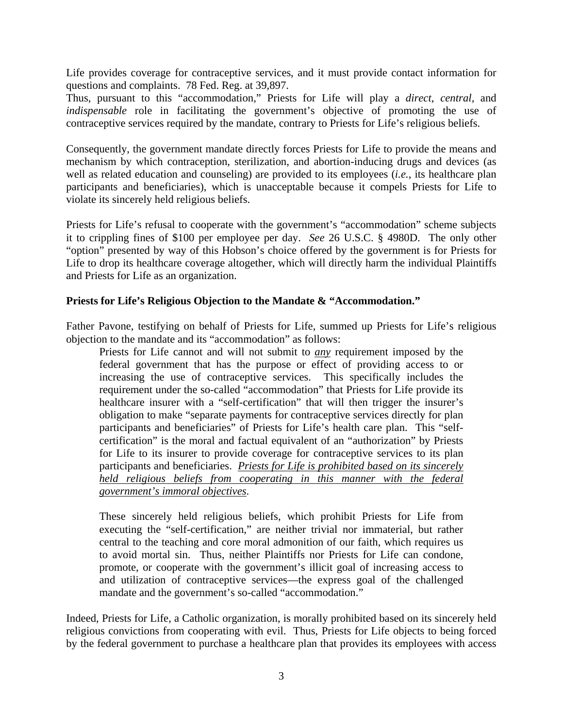Life provides coverage for contraceptive services, and it must provide contact information for questions and complaints. 78 Fed. Reg. at 39,897.

Thus, pursuant to this "accommodation," Priests for Life will play a *direct*, *central*, and *indispensable* role in facilitating the government's objective of promoting the use of contraceptive services required by the mandate, contrary to Priests for Life's religious beliefs.

Consequently, the government mandate directly forces Priests for Life to provide the means and mechanism by which contraception, sterilization, and abortion-inducing drugs and devices (as well as related education and counseling) are provided to its employees (*i.e.*, its healthcare plan participants and beneficiaries), which is unacceptable because it compels Priests for Life to violate its sincerely held religious beliefs.

Priests for Life's refusal to cooperate with the government's "accommodation" scheme subjects it to crippling fines of $100 per employee per day. *See* 26 U.S.C. § 4980D. The only other "option" presented by way of this Hobson's choice offered by the government is for Priests for Life to drop its healthcare coverage altogether, which will directly harm the individual Plaintiffs and Priests for Life as an organization.

**Priests for Life's Religious Objection to the Mandate & "Accommodation."**

Father Pavone, testifying on behalf of Priests for Life, summed up Priests for Life's religious objection to the mandate and its "accommodation" as follows:

> Priests for Life cannot and will not submit to ***any*** requirement imposed by the federal government that has the purpose or effect of providing access to or increasing the use of contraceptive services. This specifically includes the requirement under the so-called "accommodation" that Priests for Life provide its healthcare insurer with a "self-certification" that will then trigger the insurer's obligation to make "separate payments for contraceptive services directly for plan participants and beneficiaries" of Priests for Life's health care plan. This "self-certification" is the moral and factual equivalent of an "authorization" by Priests for Life to its insurer to provide coverage for contraceptive services to its plan participants and beneficiaries. *Priests for Life is prohibited based on its sincerely held religious beliefs from cooperating in this manner with the federal government's immoral objectives*.
>
> These sincerely held religious beliefs, which prohibit Priests for Life from executing the "self-certification," are neither trivial nor immaterial, but rather central to the teaching and core moral admonition of our faith, which requires us to avoid mortal sin. Thus, neither Plaintiffs nor Priests for Life can condone, promote, or cooperate with the government's illicit goal of increasing access to and utilization of contraceptive services—the express goal of the challenged mandate and the government's so-called "accommodation."

Indeed, Priests for Life, a Catholic organization, is morally prohibited based on its sincerely held religious convictions from cooperating with evil. Thus, Priests for Life objects to being forced by the federal government to purchase a healthcare plan that provides its employees with access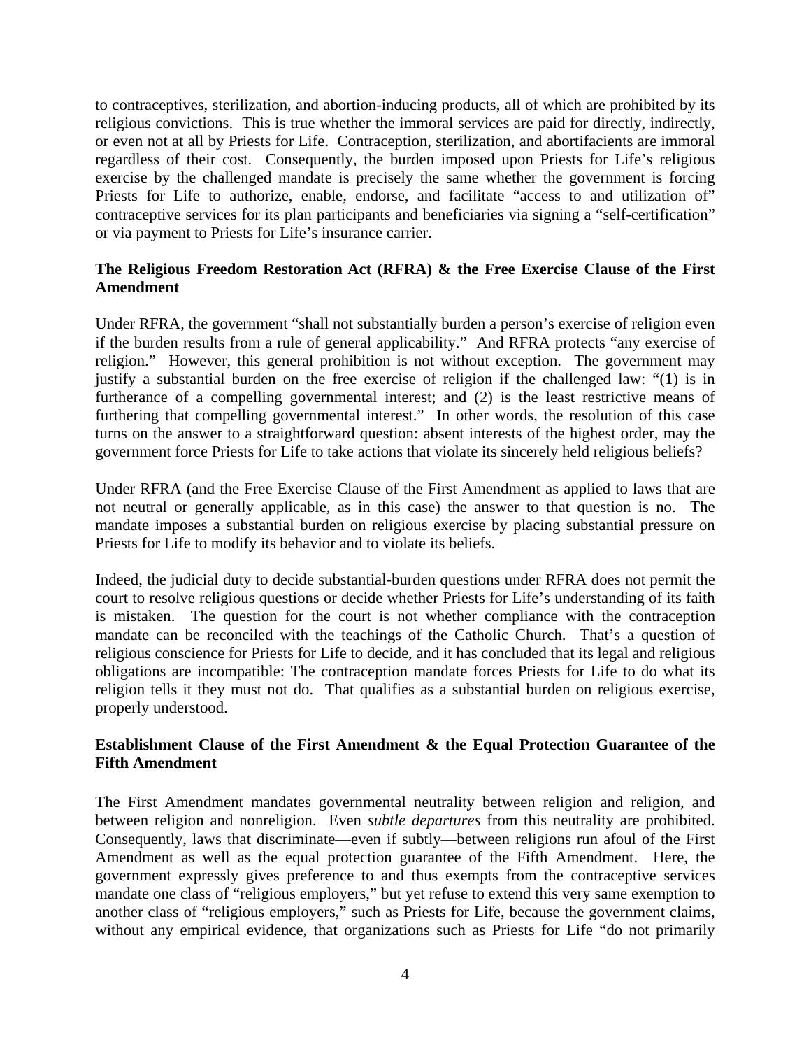to contraceptives, sterilization, and abortion-inducing products, all of which are prohibited by its religious convictions. This is true whether the immoral services are paid for directly, indirectly, or even not at all by Priests for Life. Contraception, sterilization, and abortifacients are immoral regardless of their cost. Consequently, the burden imposed upon Priests for Life's religious exercise by the challenged mandate is precisely the same whether the government is forcing Priests for Life to authorize, enable, endorse, and facilitate "access to and utilization of" contraceptive services for its plan participants and beneficiaries via signing a "self-certification" or via payment to Priests for Life's insurance carrier.

**The Religious Freedom Restoration Act (RFRA) & the Free Exercise Clause of the First Amendment**

Under RFRA, the government "shall not substantially burden a person's exercise of religion even if the burden results from a rule of general applicability." And RFRA protects "any exercise of religion." However, this general prohibition is not without exception. The government may justify a substantial burden on the free exercise of religion if the challenged law: "(1) is in furtherance of a compelling governmental interest; and (2) is the least restrictive means of furthering that compelling governmental interest." In other words, the resolution of this case turns on the answer to a straightforward question: absent interests of the highest order, may the government force Priests for Life to take actions that violate its sincerely held religious beliefs?

Under RFRA (and the Free Exercise Clause of the First Amendment as applied to laws that are not neutral or generally applicable, as in this case) the answer to that question is no. The mandate imposes a substantial burden on religious exercise by placing substantial pressure on Priests for Life to modify its behavior and to violate its beliefs.

Indeed, the judicial duty to decide substantial-burden questions under RFRA does not permit the court to resolve religious questions or decide whether Priests for Life's understanding of its faith is mistaken. The question for the court is not whether compliance with the contraception mandate can be reconciled with the teachings of the Catholic Church. That's a question of religious conscience for Priests for Life to decide, and it has concluded that its legal and religious obligations are incompatible: The contraception mandate forces Priests for Life to do what its religion tells it they must not do. That qualifies as a substantial burden on religious exercise, properly understood.

**Establishment Clause of the First Amendment & the Equal Protection Guarantee of the Fifth Amendment**

The First Amendment mandates governmental neutrality between religion and religion, and between religion and nonreligion. Even *subtle departures* from this neutrality are prohibited. Consequently, laws that discriminate—even if subtly—between religions run afoul of the First Amendment as well as the equal protection guarantee of the Fifth Amendment. Here, the government expressly gives preference to and thus exempts from the contraceptive services mandate one class of "religious employers," but yet refuse to extend this very same exemption to another class of "religious employers," such as Priests for Life, because the government claims, without any empirical evidence, that organizations such as Priests for Life "do not primarily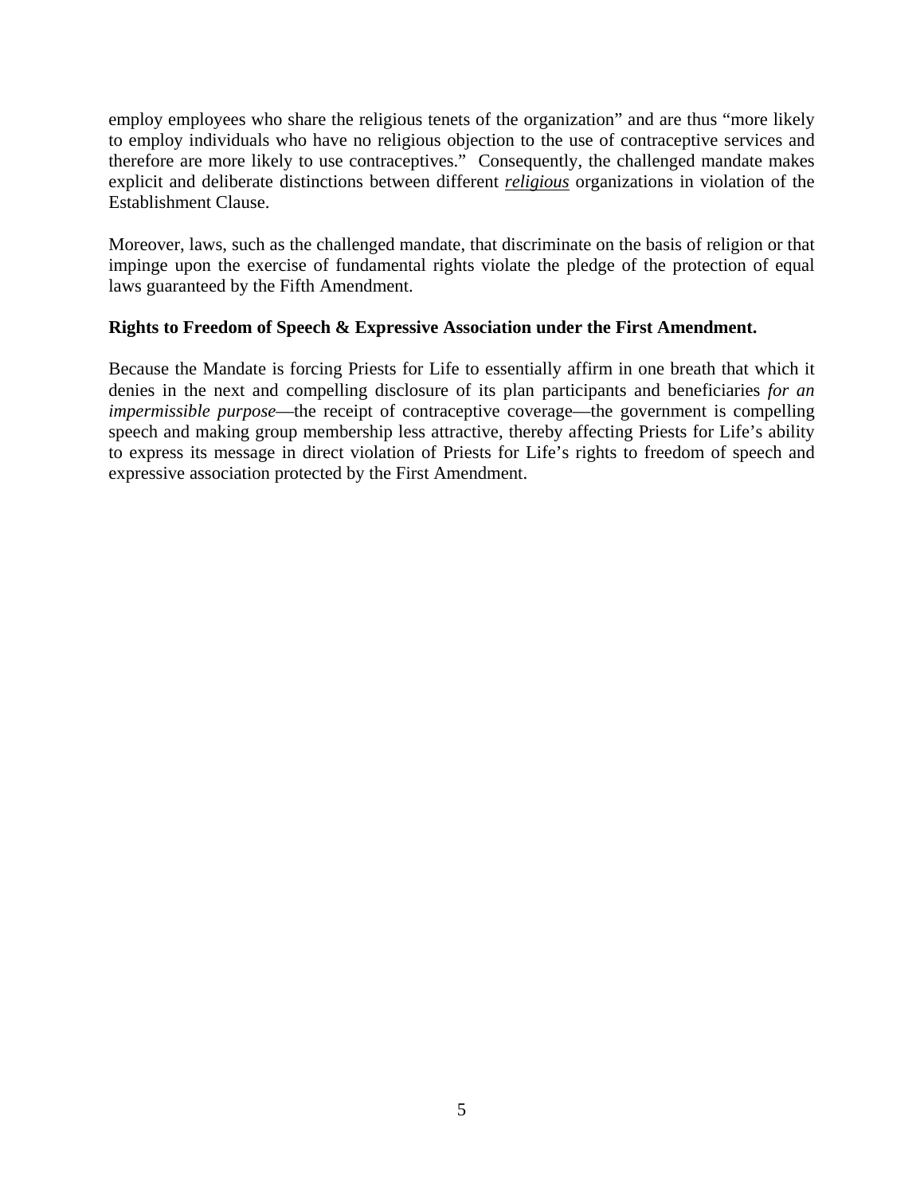employ employees who share the religious tenets of the organization" and are thus "more likely to employ individuals who have no religious objection to the use of contraceptive services and therefore are more likely to use contraceptives." Consequently, the challenged mandate makes explicit and deliberate distinctions between different <u>*religious*</u> organizations in violation of the Establishment Clause.

Moreover, laws, such as the challenged mandate, that discriminate on the basis of religion or that impinge upon the exercise of fundamental rights violate the pledge of the protection of equal laws guaranteed by the Fifth Amendment.

**Rights to Freedom of Speech & Expressive Association under the First Amendment.**

Because the Mandate is forcing Priests for Life to essentially affirm in one breath that which it denies in the next and compelling disclosure of its plan participants and beneficiaries *for an impermissible purpose*—the receipt of contraceptive coverage—the government is compelling speech and making group membership less attractive, thereby affecting Priests for Life's ability to express its message in direct violation of Priests for Life's rights to freedom of speech and expressive association protected by the First Amendment.